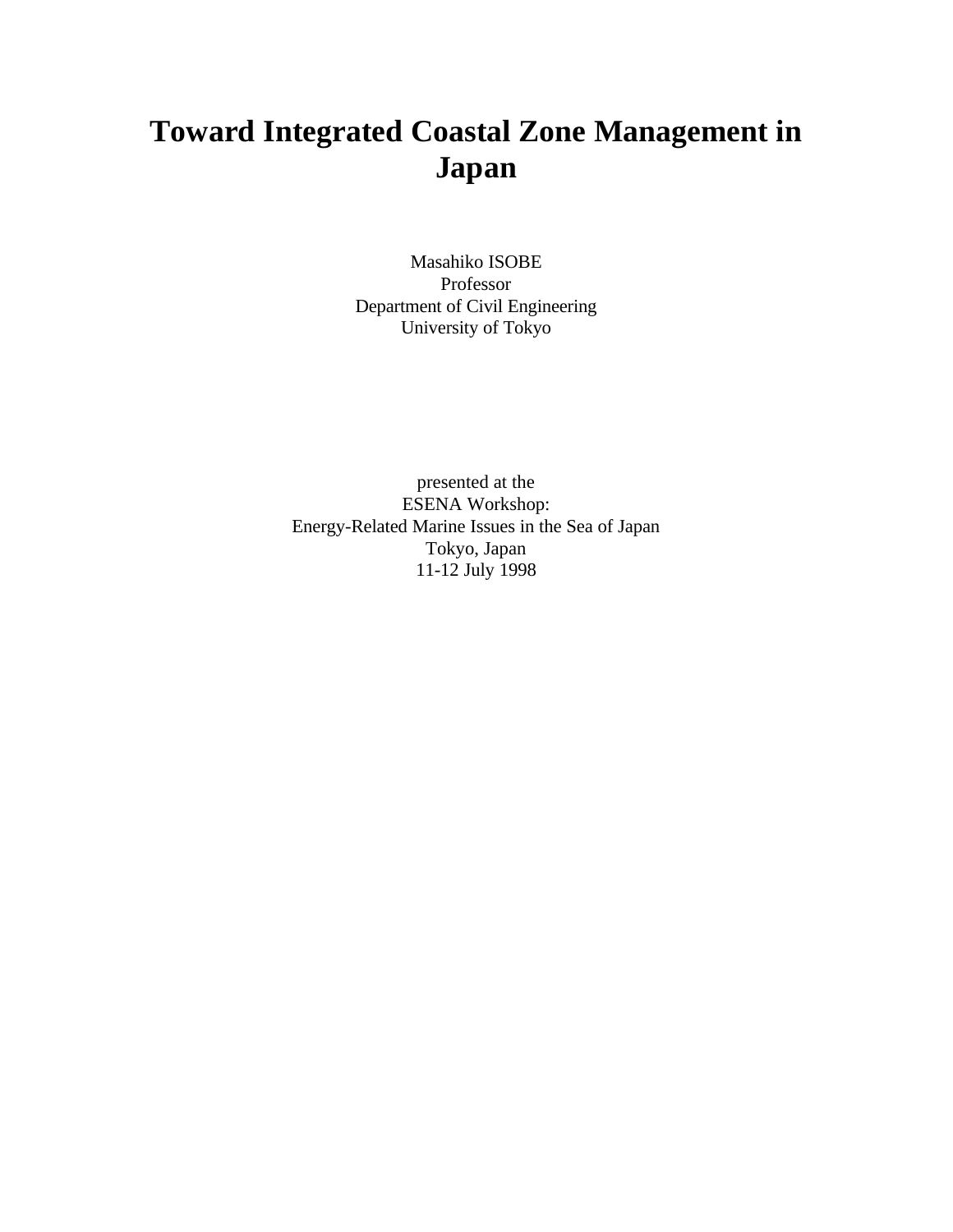# Toward Integrated Coastal Zone Management in Japan

Masahiko ISOBE
Professor
Department of Civil Engineering
University of Tokyo

presented at the
ESENA Workshop:
Energy-Related Marine Issues in the Sea of Japan
Tokyo, Japan
11-12 July 1998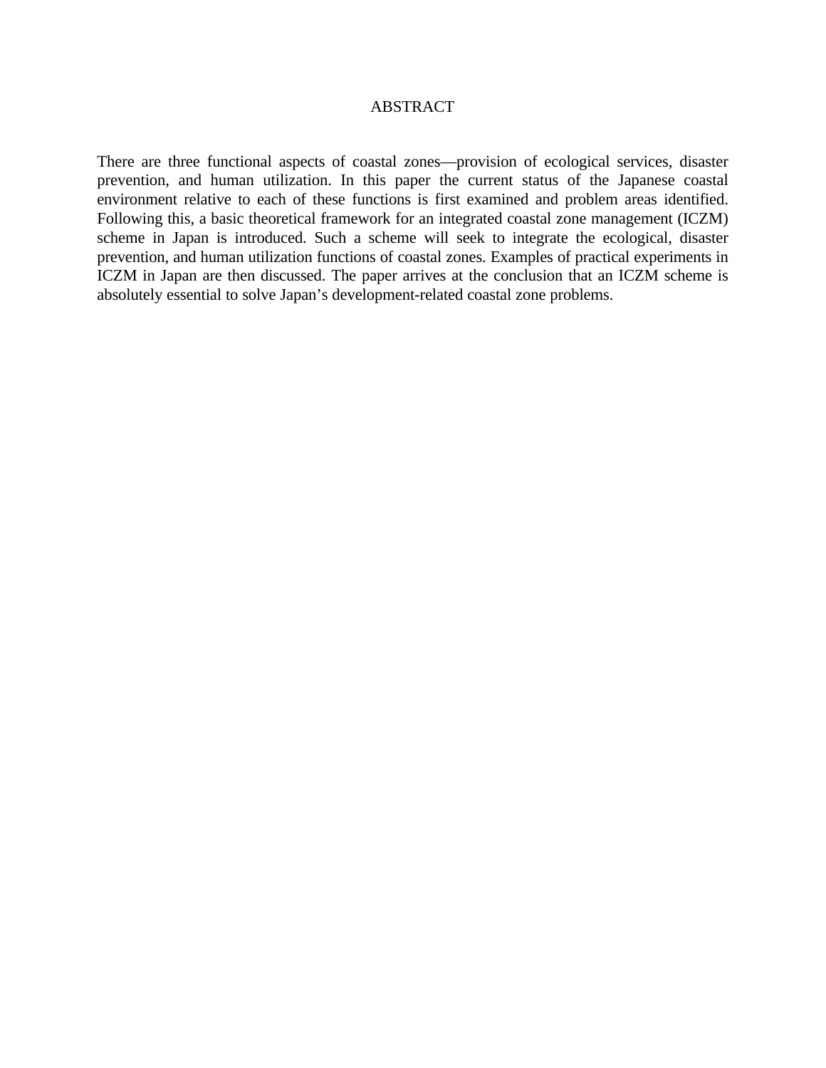# ABSTRACT

There are three functional aspects of coastal zones—provision of ecological services, disaster prevention, and human utilization. In this paper the current status of the Japanese coastal environment relative to each of these functions is first examined and problem areas identified. Following this, a basic theoretical framework for an integrated coastal zone management (ICZM) scheme in Japan is introduced. Such a scheme will seek to integrate the ecological, disaster prevention, and human utilization functions of coastal zones. Examples of practical experiments in ICZM in Japan are then discussed. The paper arrives at the conclusion that an ICZM scheme is absolutely essential to solve Japan's development-related coastal zone problems.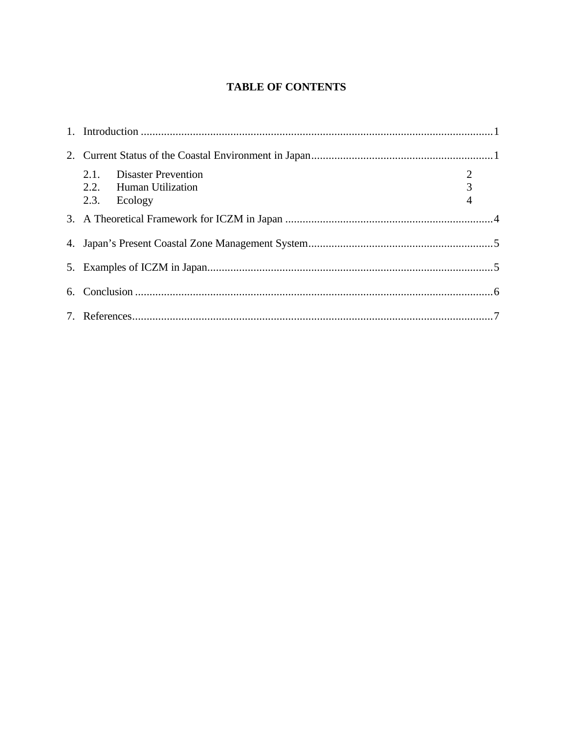# TABLE OF CONTENTS

1. Introduction ........................................................................................................................1
2. Current Status of the Coastal Environment in Japan..............................................................1
   - 2.1. Disaster Prevention 2
   - 2.2. Human Utilization 3
   - 2.3. Ecology 4
3. A Theoretical Framework for ICZM in Japan ........................................................................4
4. Japan's Present Coastal Zone Management System................................................................5
5. Examples of ICZM in Japan..................................................................................................5
6. Conclusion ............................................................................................................................6
7. References.............................................................................................................................7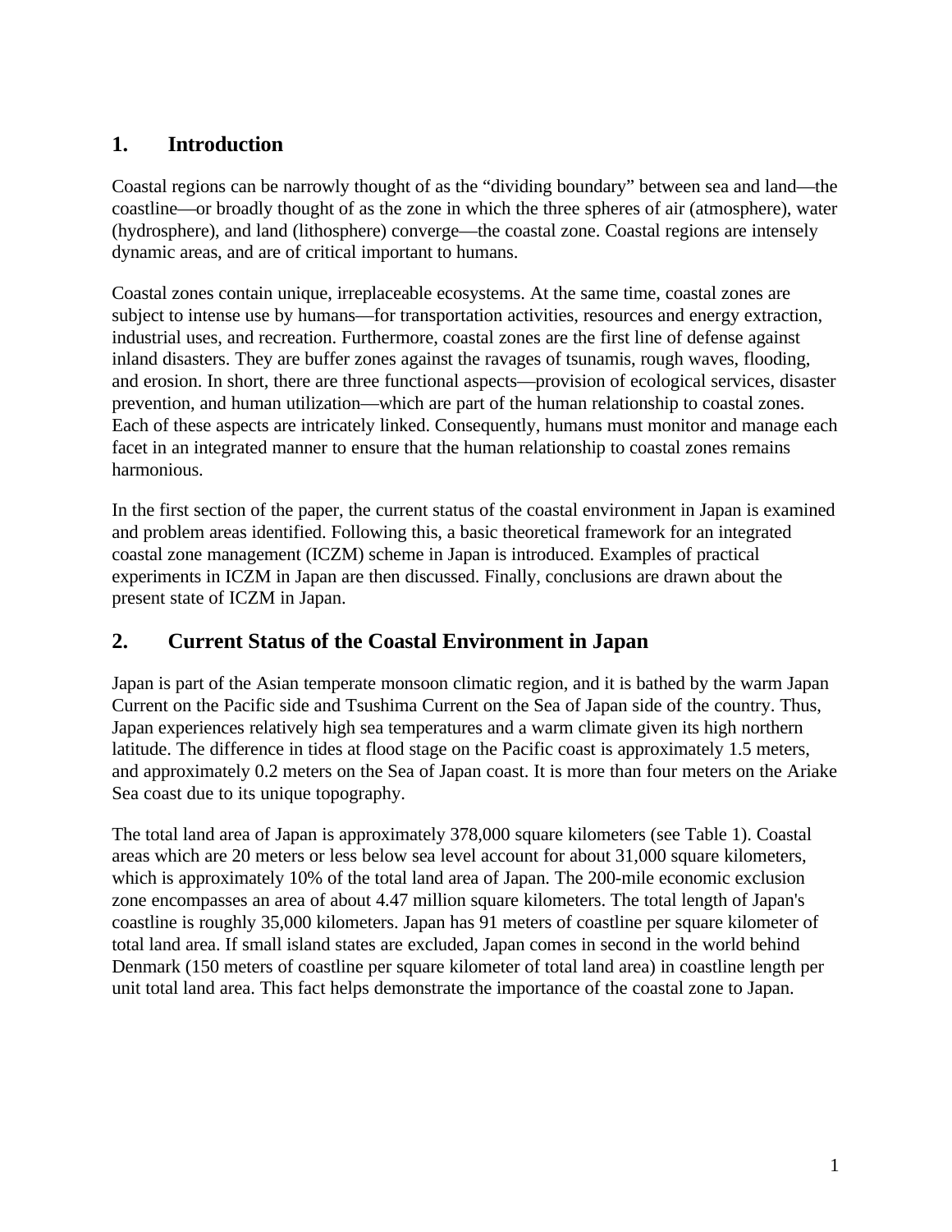## 1. Introduction

Coastal regions can be narrowly thought of as the "dividing boundary" between sea and land—the coastline—or broadly thought of as the zone in which the three spheres of air (atmosphere), water (hydrosphere), and land (lithosphere) converge—the coastal zone. Coastal regions are intensely dynamic areas, and are of critical important to humans.

Coastal zones contain unique, irreplaceable ecosystems. At the same time, coastal zones are subject to intense use by humans—for transportation activities, resources and energy extraction, industrial uses, and recreation. Furthermore, coastal zones are the first line of defense against inland disasters. They are buffer zones against the ravages of tsunamis, rough waves, flooding, and erosion. In short, there are three functional aspects—provision of ecological services, disaster prevention, and human utilization—which are part of the human relationship to coastal zones. Each of these aspects are intricately linked. Consequently, humans must monitor and manage each facet in an integrated manner to ensure that the human relationship to coastal zones remains harmonious.

In the first section of the paper, the current status of the coastal environment in Japan is examined and problem areas identified. Following this, a basic theoretical framework for an integrated coastal zone management (ICZM) scheme in Japan is introduced. Examples of practical experiments in ICZM in Japan are then discussed. Finally, conclusions are drawn about the present state of ICZM in Japan.

## 2. Current Status of the Coastal Environment in Japan

Japan is part of the Asian temperate monsoon climatic region, and it is bathed by the warm Japan Current on the Pacific side and Tsushima Current on the Sea of Japan side of the country. Thus, Japan experiences relatively high sea temperatures and a warm climate given its high northern latitude. The difference in tides at flood stage on the Pacific coast is approximately 1.5 meters, and approximately 0.2 meters on the Sea of Japan coast. It is more than four meters on the Ariake Sea coast due to its unique topography.

The total land area of Japan is approximately 378,000 square kilometers (see Table 1). Coastal areas which are 20 meters or less below sea level account for about 31,000 square kilometers, which is approximately 10% of the total land area of Japan. The 200-mile economic exclusion zone encompasses an area of about 4.47 million square kilometers. The total length of Japan's coastline is roughly 35,000 kilometers. Japan has 91 meters of coastline per square kilometer of total land area. If small island states are excluded, Japan comes in second in the world behind Denmark (150 meters of coastline per square kilometer of total land area) in coastline length per unit total land area. This fact helps demonstrate the importance of the coastal zone to Japan.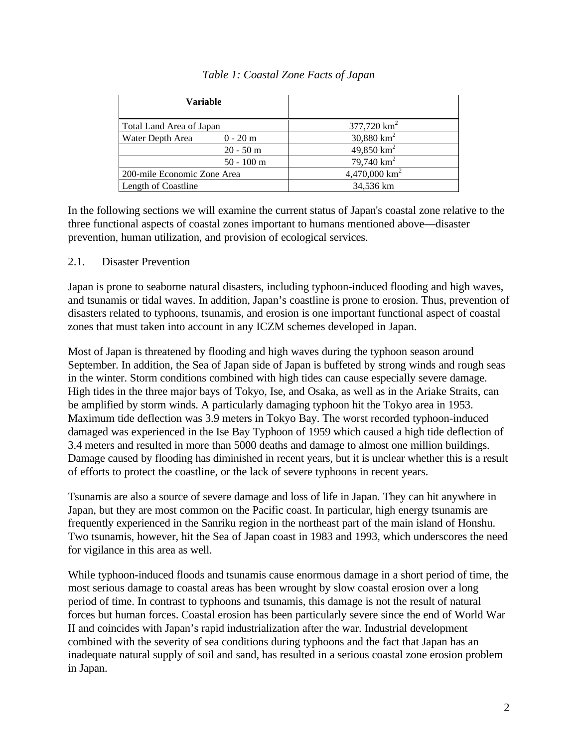*Table 1: Coastal Zone Facts of Japan*

| Variable | | |
|---|---|---|
| Total Land Area of Japan | | 377,720 km$^2$ |
| Water Depth Area | 0 - 20 m | 30,880 km$^2$ |
| | 20 - 50 m | 49,850 km$^2$ |
| | 50 - 100 m | 79,740 km$^2$ |
| 200-mile Economic Zone Area | | 4,470,000 km$^2$ |
| Length of Coastline | | 34,536 km |

In the following sections we will examine the current status of Japan's coastal zone relative to the three functional aspects of coastal zones important to humans mentioned above—disaster prevention, human utilization, and provision of ecological services.

### 2.1. Disaster Prevention

Japan is prone to seaborne natural disasters, including typhoon-induced flooding and high waves, and tsunamis or tidal waves. In addition, Japan's coastline is prone to erosion. Thus, prevention of disasters related to typhoons, tsunamis, and erosion is one important functional aspect of coastal zones that must taken into account in any ICZM schemes developed in Japan.

Most of Japan is threatened by flooding and high waves during the typhoon season around September. In addition, the Sea of Japan side of Japan is buffeted by strong winds and rough seas in the winter. Storm conditions combined with high tides can cause especially severe damage. High tides in the three major bays of Tokyo, Ise, and Osaka, as well as in the Ariake Straits, can be amplified by storm winds. A particularly damaging typhoon hit the Tokyo area in 1953. Maximum tide deflection was 3.9 meters in Tokyo Bay. The worst recorded typhoon-induced damaged was experienced in the Ise Bay Typhoon of 1959 which caused a high tide deflection of 3.4 meters and resulted in more than 5000 deaths and damage to almost one million buildings. Damage caused by flooding has diminished in recent years, but it is unclear whether this is a result of efforts to protect the coastline, or the lack of severe typhoons in recent years.

Tsunamis are also a source of severe damage and loss of life in Japan. They can hit anywhere in Japan, but they are most common on the Pacific coast. In particular, high energy tsunamis are frequently experienced in the Sanriku region in the northeast part of the main island of Honshu. Two tsunamis, however, hit the Sea of Japan coast in 1983 and 1993, which underscores the need for vigilance in this area as well.

While typhoon-induced floods and tsunamis cause enormous damage in a short period of time, the most serious damage to coastal areas has been wrought by slow coastal erosion over a long period of time. In contrast to typhoons and tsunamis, this damage is not the result of natural forces but human forces. Coastal erosion has been particularly severe since the end of World War II and coincides with Japan's rapid industrialization after the war. Industrial development combined with the severity of sea conditions during typhoons and the fact that Japan has an inadequate natural supply of soil and sand, has resulted in a serious coastal zone erosion problem in Japan.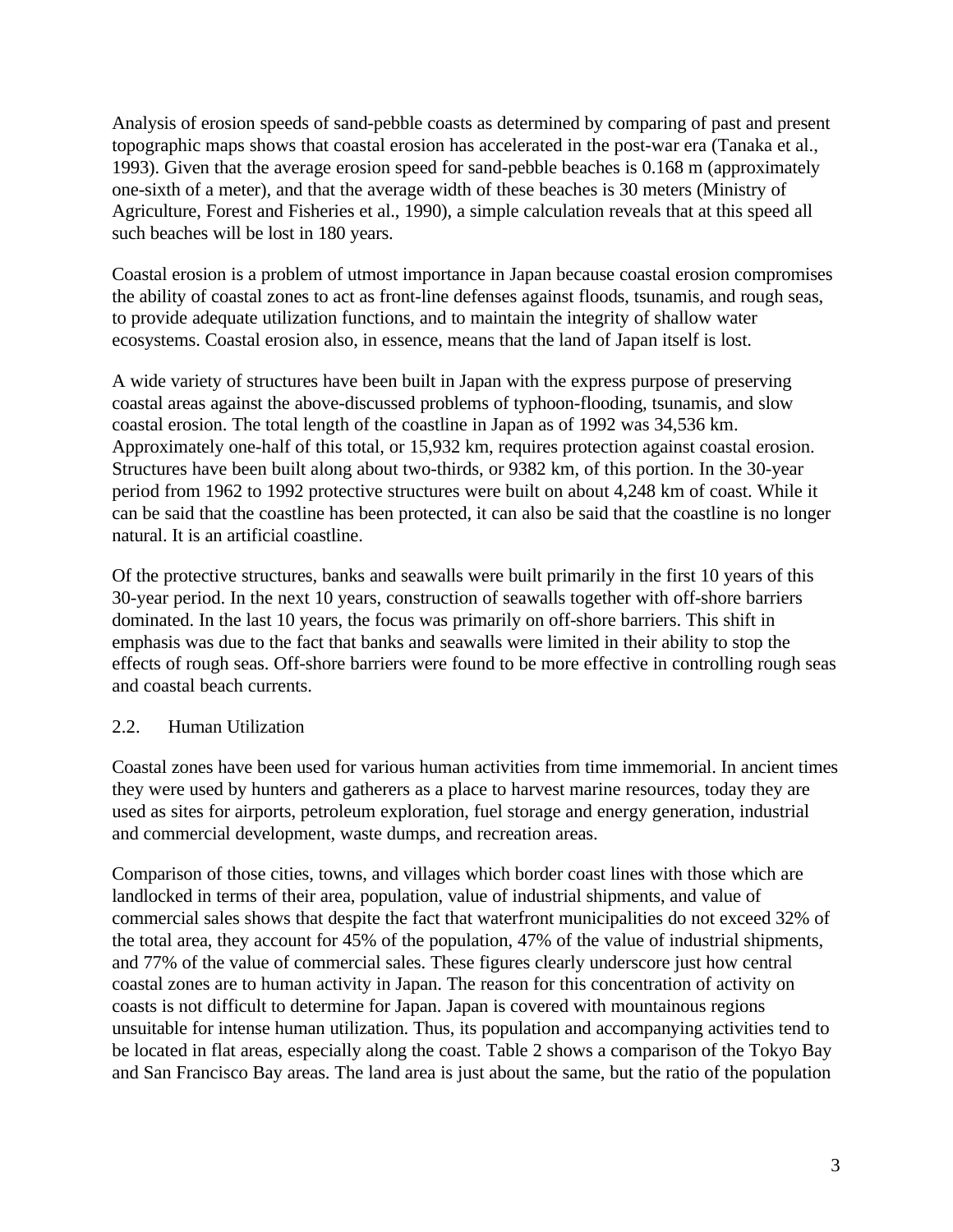Analysis of erosion speeds of sand-pebble coasts as determined by comparing of past and present topographic maps shows that coastal erosion has accelerated in the post-war era (Tanaka et al., 1993). Given that the average erosion speed for sand-pebble beaches is 0.168 m (approximately one-sixth of a meter), and that the average width of these beaches is 30 meters (Ministry of Agriculture, Forest and Fisheries et al., 1990), a simple calculation reveals that at this speed all such beaches will be lost in 180 years.

Coastal erosion is a problem of utmost importance in Japan because coastal erosion compromises the ability of coastal zones to act as front-line defenses against floods, tsunamis, and rough seas, to provide adequate utilization functions, and to maintain the integrity of shallow water ecosystems. Coastal erosion also, in essence, means that the land of Japan itself is lost.

A wide variety of structures have been built in Japan with the express purpose of preserving coastal areas against the above-discussed problems of typhoon-flooding, tsunamis, and slow coastal erosion. The total length of the coastline in Japan as of 1992 was 34,536 km. Approximately one-half of this total, or 15,932 km, requires protection against coastal erosion. Structures have been built along about two-thirds, or 9382 km, of this portion. In the 30-year period from 1962 to 1992 protective structures were built on about 4,248 km of coast. While it can be said that the coastline has been protected, it can also be said that the coastline is no longer natural. It is an artificial coastline.

Of the protective structures, banks and seawalls were built primarily in the first 10 years of this 30-year period. In the next 10 years, construction of seawalls together with off-shore barriers dominated. In the last 10 years, the focus was primarily on off-shore barriers. This shift in emphasis was due to the fact that banks and seawalls were limited in their ability to stop the effects of rough seas. Off-shore barriers were found to be more effective in controlling rough seas and coastal beach currents.

## 2.2. Human Utilization

Coastal zones have been used for various human activities from time immemorial. In ancient times they were used by hunters and gatherers as a place to harvest marine resources, today they are used as sites for airports, petroleum exploration, fuel storage and energy generation, industrial and commercial development, waste dumps, and recreation areas.

Comparison of those cities, towns, and villages which border coast lines with those which are landlocked in terms of their area, population, value of industrial shipments, and value of commercial sales shows that despite the fact that waterfront municipalities do not exceed 32% of the total area, they account for 45% of the population, 47% of the value of industrial shipments, and 77% of the value of commercial sales. These figures clearly underscore just how central coastal zones are to human activity in Japan. The reason for this concentration of activity on coasts is not difficult to determine for Japan. Japan is covered with mountainous regions unsuitable for intense human utilization. Thus, its population and accompanying activities tend to be located in flat areas, especially along the coast. Table 2 shows a comparison of the Tokyo Bay and San Francisco Bay areas. The land area is just about the same, but the ratio of the population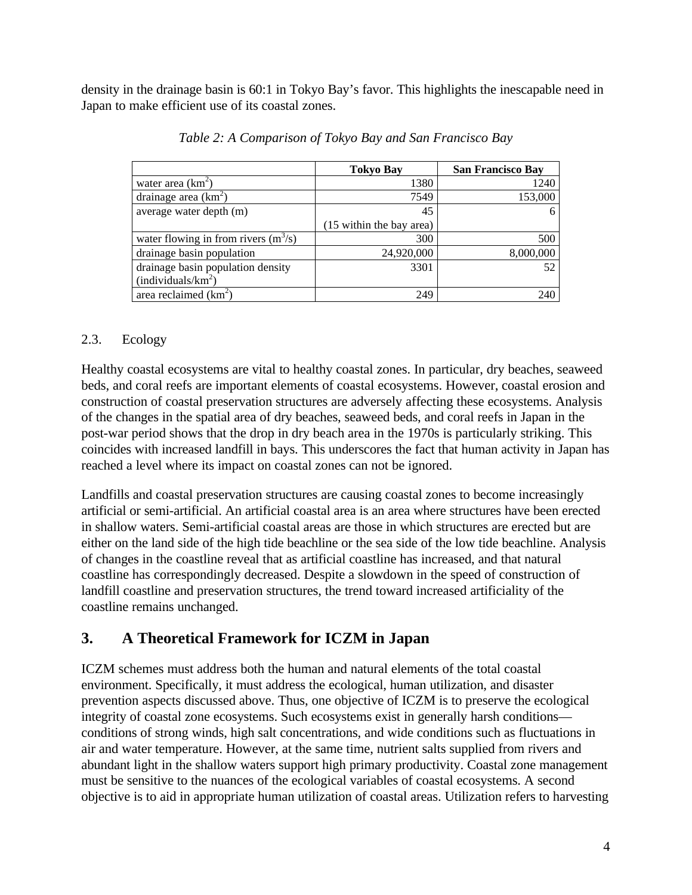density in the drainage basin is 60:1 in Tokyo Bay's favor. This highlights the inescapable need in Japan to make efficient use of its coastal zones.

*Table 2: A Comparison of Tokyo Bay and San Francisco Bay*

| | **Tokyo Bay** | **San Francisco Bay** |
|---|---|---|
| water area ($km^2$) | 1380 | 1240 |
| drainage area ($km^2$) | 7549 | 153,000 |
| average water depth (m) | 45 (15 within the bay area) | 6 |
| water flowing in from rivers ($m^3/s$) | 300 | 500 |
| drainage basin population | 24,920,000 | 8,000,000 |
| drainage basin population density (individuals/$km^2$) | 3301 | 52 |
| area reclaimed ($km^2$) | 249 | 240 |

### 2.3. Ecology

Healthy coastal ecosystems are vital to healthy coastal zones. In particular, dry beaches, seaweed beds, and coral reefs are important elements of coastal ecosystems. However, coastal erosion and construction of coastal preservation structures are adversely affecting these ecosystems. Analysis of the changes in the spatial area of dry beaches, seaweed beds, and coral reefs in Japan in the post-war period shows that the drop in dry beach area in the 1970s is particularly striking. This coincides with increased landfill in bays. This underscores the fact that human activity in Japan has reached a level where its impact on coastal zones can not be ignored.

Landfills and coastal preservation structures are causing coastal zones to become increasingly artificial or semi-artificial. An artificial coastal area is an area where structures have been erected in shallow waters. Semi-artificial coastal areas are those in which structures are erected but are either on the land side of the high tide beachline or the sea side of the low tide beachline. Analysis of changes in the coastline reveal that as artificial coastline has increased, and that natural coastline has correspondingly decreased. Despite a slowdown in the speed of construction of landfill coastline and preservation structures, the trend toward increased artificiality of the coastline remains unchanged.

## 3. A Theoretical Framework for ICZM in Japan

ICZM schemes must address both the human and natural elements of the total coastal environment. Specifically, it must address the ecological, human utilization, and disaster prevention aspects discussed above. Thus, one objective of ICZM is to preserve the ecological integrity of coastal zone ecosystems. Such ecosystems exist in generally harsh conditions—conditions of strong winds, high salt concentrations, and wide conditions such as fluctuations in air and water temperature. However, at the same time, nutrient salts supplied from rivers and abundant light in the shallow waters support high primary productivity. Coastal zone management must be sensitive to the nuances of the ecological variables of coastal ecosystems. A second objective is to aid in appropriate human utilization of coastal areas. Utilization refers to harvesting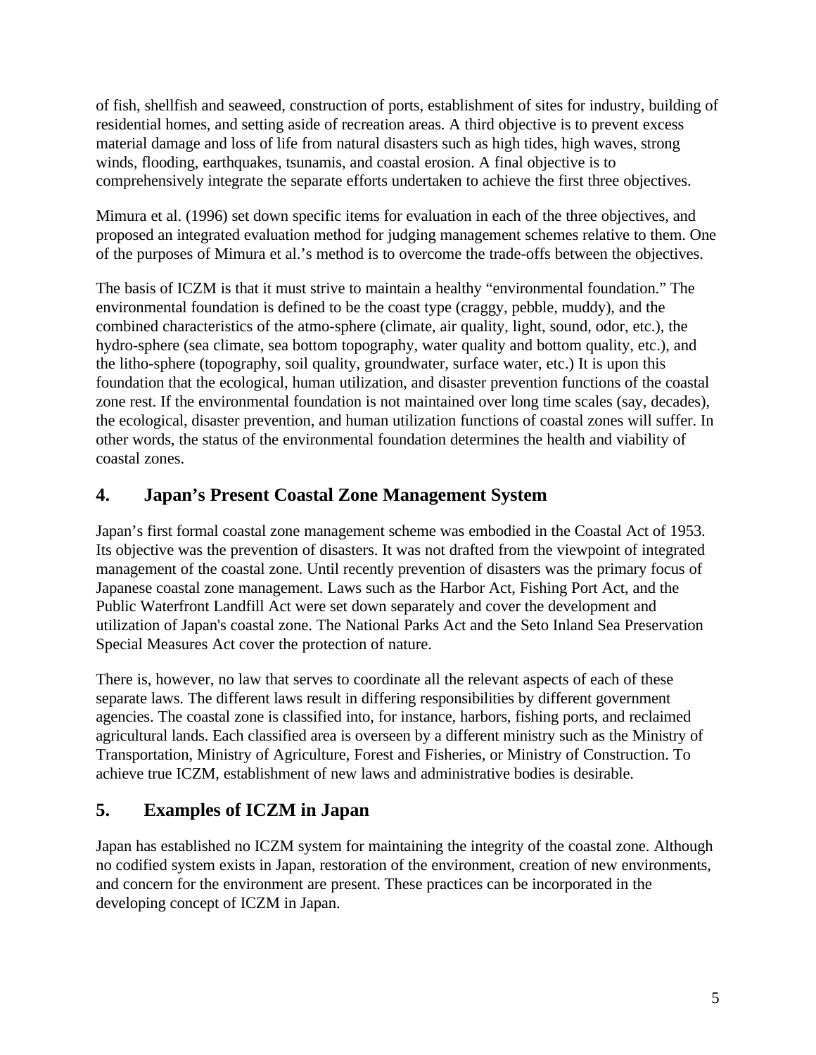of fish, shellfish and seaweed, construction of ports, establishment of sites for industry, building of residential homes, and setting aside of recreation areas. A third objective is to prevent excess material damage and loss of life from natural disasters such as high tides, high waves, strong winds, flooding, earthquakes, tsunamis, and coastal erosion. A final objective is to comprehensively integrate the separate efforts undertaken to achieve the first three objectives.

Mimura et al. (1996) set down specific items for evaluation in each of the three objectives, and proposed an integrated evaluation method for judging management schemes relative to them. One of the purposes of Mimura et al.'s method is to overcome the trade-offs between the objectives.

The basis of ICZM is that it must strive to maintain a healthy "environmental foundation." The environmental foundation is defined to be the coast type (craggy, pebble, muddy), and the combined characteristics of the atmo-sphere (climate, air quality, light, sound, odor, etc.), the hydro-sphere (sea climate, sea bottom topography, water quality and bottom quality, etc.), and the litho-sphere (topography, soil quality, groundwater, surface water, etc.) It is upon this foundation that the ecological, human utilization, and disaster prevention functions of the coastal zone rest. If the environmental foundation is not maintained over long time scales (say, decades), the ecological, disaster prevention, and human utilization functions of coastal zones will suffer. In other words, the status of the environmental foundation determines the health and viability of coastal zones.

## 4. Japan's Present Coastal Zone Management System

Japan's first formal coastal zone management scheme was embodied in the Coastal Act of 1953. Its objective was the prevention of disasters. It was not drafted from the viewpoint of integrated management of the coastal zone. Until recently prevention of disasters was the primary focus of Japanese coastal zone management. Laws such as the Harbor Act, Fishing Port Act, and the Public Waterfront Landfill Act were set down separately and cover the development and utilization of Japan's coastal zone. The National Parks Act and the Seto Inland Sea Preservation Special Measures Act cover the protection of nature.

There is, however, no law that serves to coordinate all the relevant aspects of each of these separate laws. The different laws result in differing responsibilities by different government agencies. The coastal zone is classified into, for instance, harbors, fishing ports, and reclaimed agricultural lands. Each classified area is overseen by a different ministry such as the Ministry of Transportation, Ministry of Agriculture, Forest and Fisheries, or Ministry of Construction. To achieve true ICZM, establishment of new laws and administrative bodies is desirable.

## 5. Examples of ICZM in Japan

Japan has established no ICZM system for maintaining the integrity of the coastal zone. Although no codified system exists in Japan, restoration of the environment, creation of new environments, and concern for the environment are present. These practices can be incorporated in the developing concept of ICZM in Japan.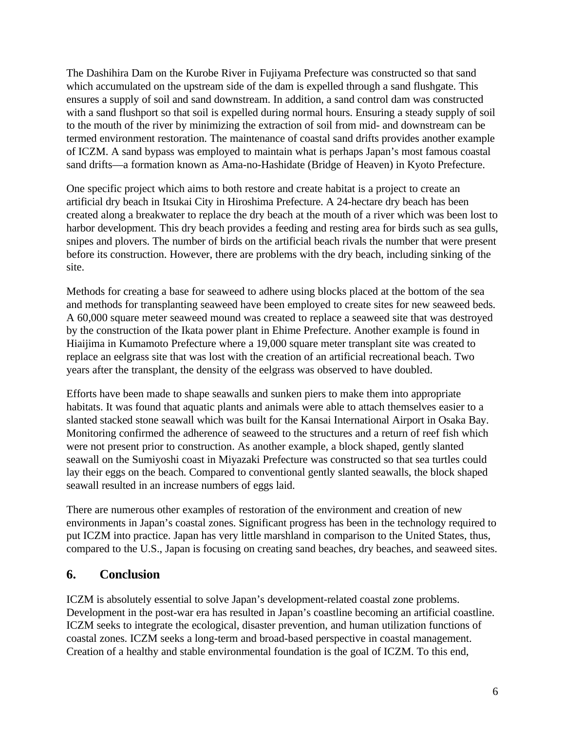The Dashihira Dam on the Kurobe River in Fujiyama Prefecture was constructed so that sand which accumulated on the upstream side of the dam is expelled through a sand flushgate. This ensures a supply of soil and sand downstream. In addition, a sand control dam was constructed with a sand flushport so that soil is expelled during normal hours. Ensuring a steady supply of soil to the mouth of the river by minimizing the extraction of soil from mid- and downstream can be termed environment restoration. The maintenance of coastal sand drifts provides another example of ICZM. A sand bypass was employed to maintain what is perhaps Japan's most famous coastal sand drifts—a formation known as Ama-no-Hashidate (Bridge of Heaven) in Kyoto Prefecture.

One specific project which aims to both restore and create habitat is a project to create an artificial dry beach in Itsukai City in Hiroshima Prefecture. A 24-hectare dry beach has been created along a breakwater to replace the dry beach at the mouth of a river which was been lost to harbor development. This dry beach provides a feeding and resting area for birds such as sea gulls, snipes and plovers. The number of birds on the artificial beach rivals the number that were present before its construction. However, there are problems with the dry beach, including sinking of the site.

Methods for creating a base for seaweed to adhere using blocks placed at the bottom of the sea and methods for transplanting seaweed have been employed to create sites for new seaweed beds. A 60,000 square meter seaweed mound was created to replace a seaweed site that was destroyed by the construction of the Ikata power plant in Ehime Prefecture. Another example is found in Hiaijima in Kumamoto Prefecture where a 19,000 square meter transplant site was created to replace an eelgrass site that was lost with the creation of an artificial recreational beach. Two years after the transplant, the density of the eelgrass was observed to have doubled.

Efforts have been made to shape seawalls and sunken piers to make them into appropriate habitats. It was found that aquatic plants and animals were able to attach themselves easier to a slanted stacked stone seawall which was built for the Kansai International Airport in Osaka Bay. Monitoring confirmed the adherence of seaweed to the structures and a return of reef fish which were not present prior to construction. As another example, a block shaped, gently slanted seawall on the Sumiyoshi coast in Miyazaki Prefecture was constructed so that sea turtles could lay their eggs on the beach. Compared to conventional gently slanted seawalls, the block shaped seawall resulted in an increase numbers of eggs laid.

There are numerous other examples of restoration of the environment and creation of new environments in Japan's coastal zones. Significant progress has been in the technology required to put ICZM into practice. Japan has very little marshland in comparison to the United States, thus, compared to the U.S., Japan is focusing on creating sand beaches, dry beaches, and seaweed sites.

## 6. Conclusion

ICZM is absolutely essential to solve Japan's development-related coastal zone problems. Development in the post-war era has resulted in Japan's coastline becoming an artificial coastline. ICZM seeks to integrate the ecological, disaster prevention, and human utilization functions of coastal zones. ICZM seeks a long-term and broad-based perspective in coastal management. Creation of a healthy and stable environmental foundation is the goal of ICZM. To this end,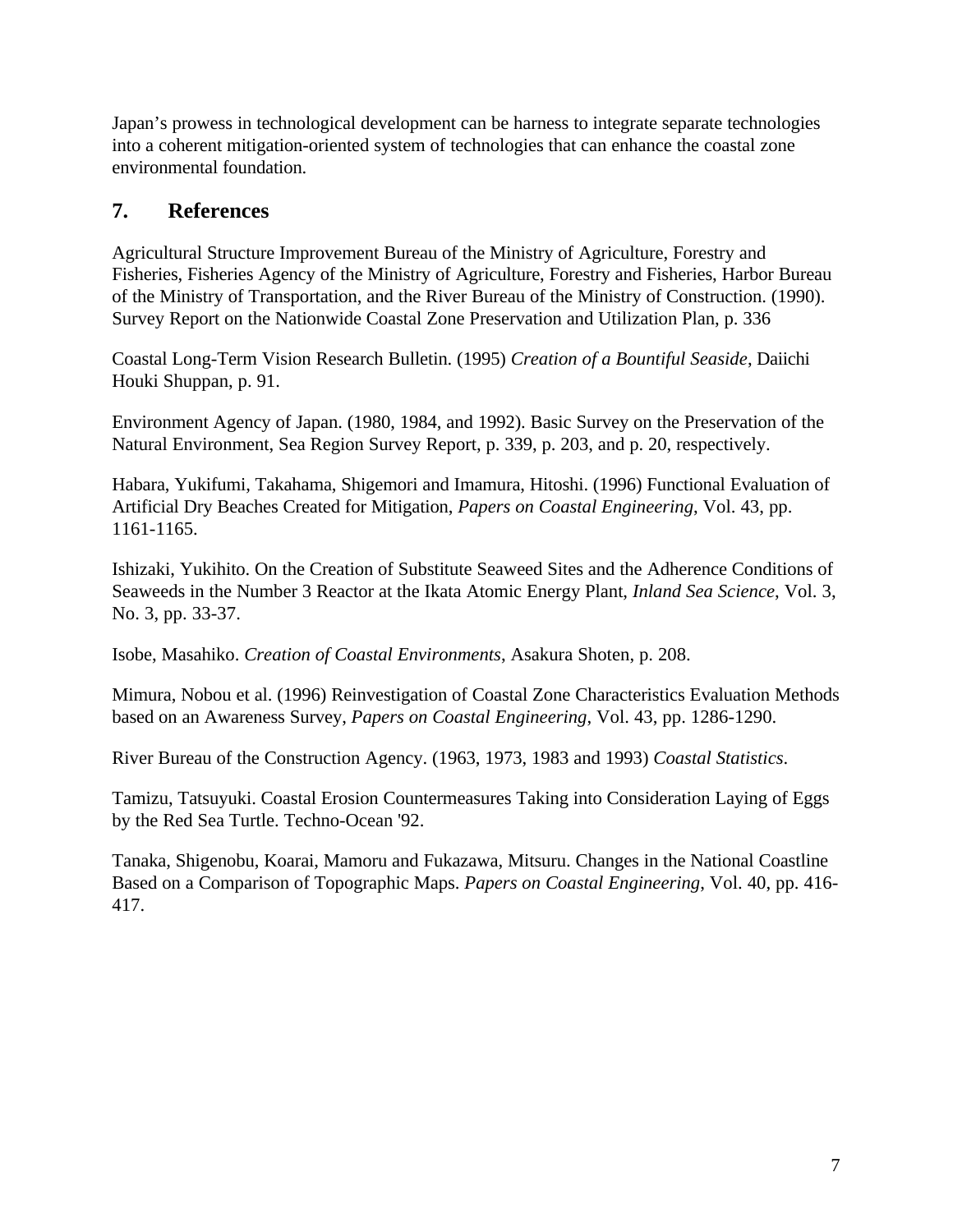Japan's prowess in technological development can be harness to integrate separate technologies into a coherent mitigation-oriented system of technologies that can enhance the coastal zone environmental foundation.

## 7. References

Agricultural Structure Improvement Bureau of the Ministry of Agriculture, Forestry and Fisheries, Fisheries Agency of the Ministry of Agriculture, Forestry and Fisheries, Harbor Bureau of the Ministry of Transportation, and the River Bureau of the Ministry of Construction. (1990). Survey Report on the Nationwide Coastal Zone Preservation and Utilization Plan, p. 336

Coastal Long-Term Vision Research Bulletin. (1995) *Creation of a Bountiful Seaside*, Daiichi Houki Shuppan, p. 91.

Environment Agency of Japan. (1980, 1984, and 1992). Basic Survey on the Preservation of the Natural Environment, Sea Region Survey Report, p. 339, p. 203, and p. 20, respectively.

Habara, Yukifumi, Takahama, Shigemori and Imamura, Hitoshi. (1996) Functional Evaluation of Artificial Dry Beaches Created for Mitigation, *Papers on Coastal Engineering*, Vol. 43, pp. 1161-1165.

Ishizaki, Yukihito. On the Creation of Substitute Seaweed Sites and the Adherence Conditions of Seaweeds in the Number 3 Reactor at the Ikata Atomic Energy Plant, *Inland Sea Science*, Vol. 3, No. 3, pp. 33-37.

Isobe, Masahiko. *Creation of Coastal Environments*, Asakura Shoten, p. 208.

Mimura, Nobou et al. (1996) Reinvestigation of Coastal Zone Characteristics Evaluation Methods based on an Awareness Survey, *Papers on Coastal Engineering*, Vol. 43, pp. 1286-1290.

River Bureau of the Construction Agency. (1963, 1973, 1983 and 1993) *Coastal Statistics*.

Tamizu, Tatsuyuki. Coastal Erosion Countermeasures Taking into Consideration Laying of Eggs by the Red Sea Turtle. Techno-Ocean '92.

Tanaka, Shigenobu, Koarai, Mamoru and Fukazawa, Mitsuru. Changes in the National Coastline Based on a Comparison of Topographic Maps. *Papers on Coastal Engineering*, Vol. 40, pp. 416-417.